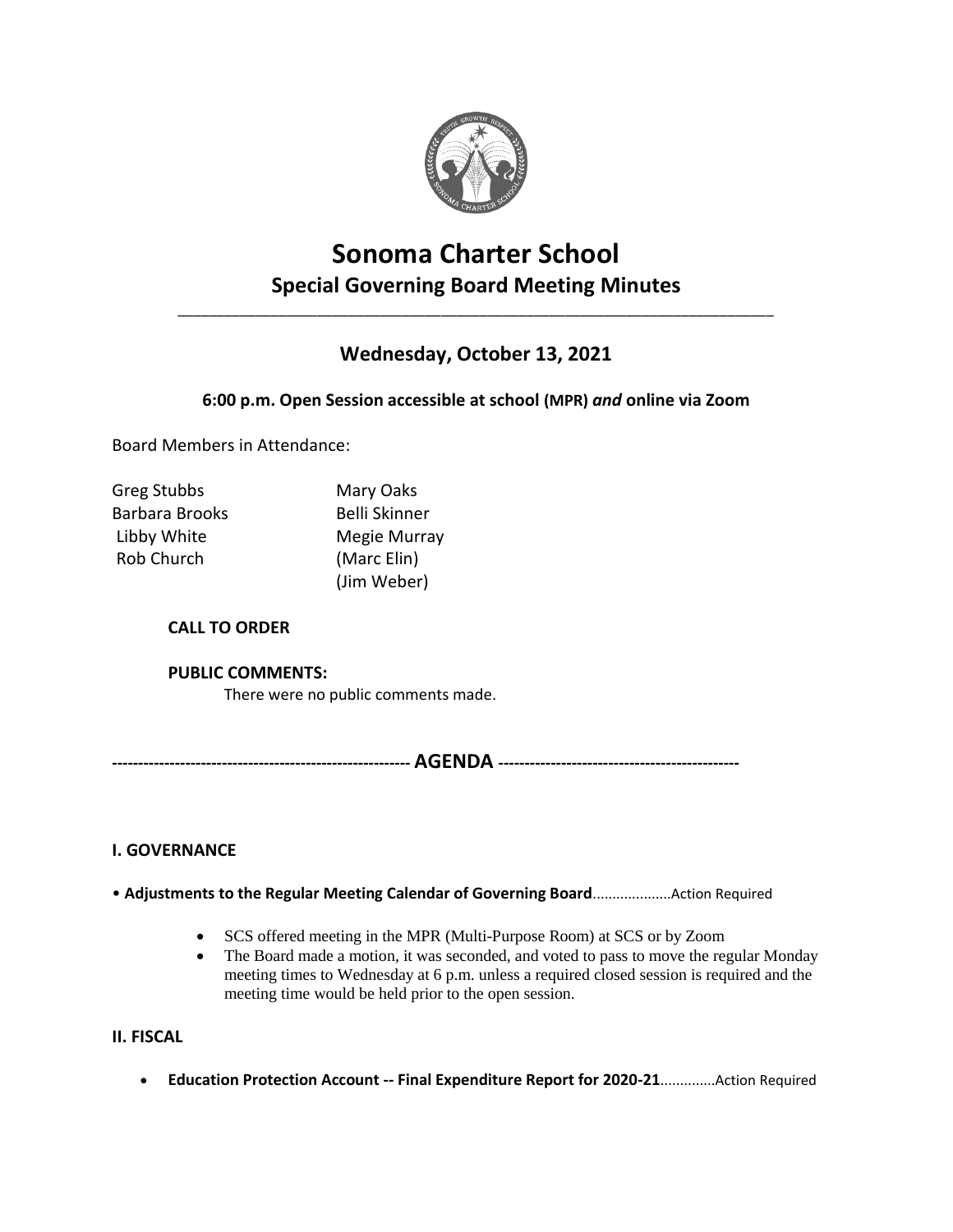# Sonoma Charter School

## Special Governing Board Meeting Minutes

---

## Wednesday, October 13, 2021

### 6:00 p.m. Open Session accessible at school (MPR) *and* online via Zoom

Board Members in Attendance:

Greg Stubbs  
Barbara Brooks  
Libby White  
Rob Church  
Mary Oaks  
Belli Skinner  
Megie Murray  
(Marc Elin)  
(Jim Weber)

**CALL TO ORDER**

**PUBLIC COMMENTS:**

There were no public comments made.

**------------------------------------------------------- AGENDA ---------------------------------------------**

### I. GOVERNANCE

- **Adjustments to the Regular Meeting Calendar of Governing Board**...................Action Required
  - SCS offered meeting in the MPR (Multi-Purpose Room) at SCS or by Zoom
  - The Board made a motion, it was seconded, and voted to pass to move the regular Monday meeting times to Wednesday at 6 p.m. unless a required closed session is required and the meeting time would be held prior to the open session.

### II. FISCAL

- **Education Protection Account -- Final Expenditure Report for 2020-21**.............Action Required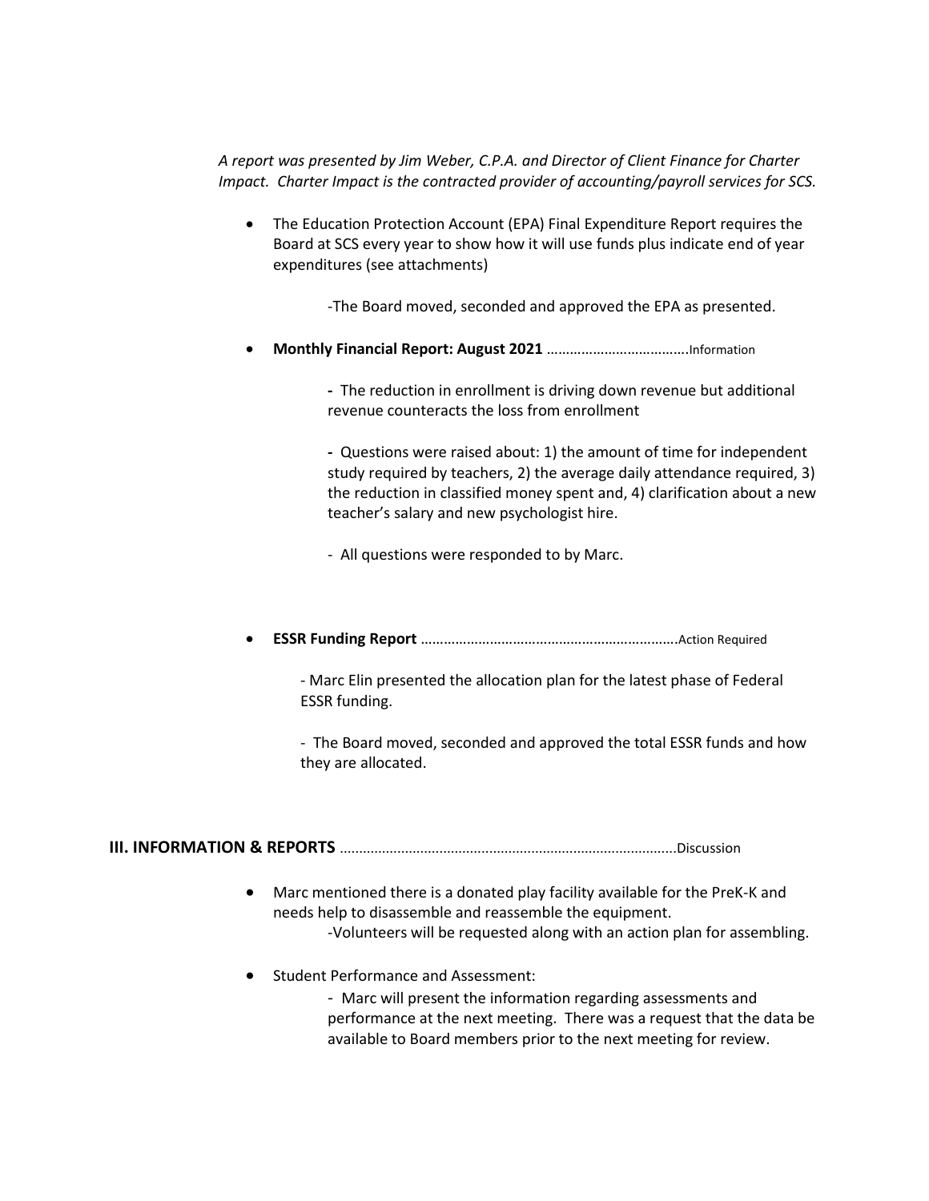*A report was presented by Jim Weber, C.P.A. and Director of Client Finance for Charter Impact. Charter Impact is the contracted provider of accounting/payroll services for SCS.*

- The Education Protection Account (EPA) Final Expenditure Report requires the Board at SCS every year to show how it will use funds plus indicate end of year expenditures (see attachments)

  -The Board moved, seconded and approved the EPA as presented.

- **Monthly Financial Report: August 2021** ……………………………….Information

  **-** The reduction in enrollment is driving down revenue but additional revenue counteracts the loss from enrollment

  **-** Questions were raised about: 1) the amount of time for independent study required by teachers, 2) the average daily attendance required, 3) the reduction in classified money spent and, 4) clarification about a new teacher's salary and new psychologist hire.

  - All questions were responded to by Marc.

- **ESSR Funding Report** ………………………………………………………..Action Required

  - Marc Elin presented the allocation plan for the latest phase of Federal ESSR funding.

  - The Board moved, seconded and approved the total ESSR funds and how they are allocated.

## III. INFORMATION & REPORTS ……………………………………………………………………….Discussion

- Marc mentioned there is a donated play facility available for the PreK-K and needs help to disassemble and reassemble the equipment.

  -Volunteers will be requested along with an action plan for assembling.

- Student Performance and Assessment:

  - Marc will present the information regarding assessments and performance at the next meeting. There was a request that the data be available to Board members prior to the next meeting for review.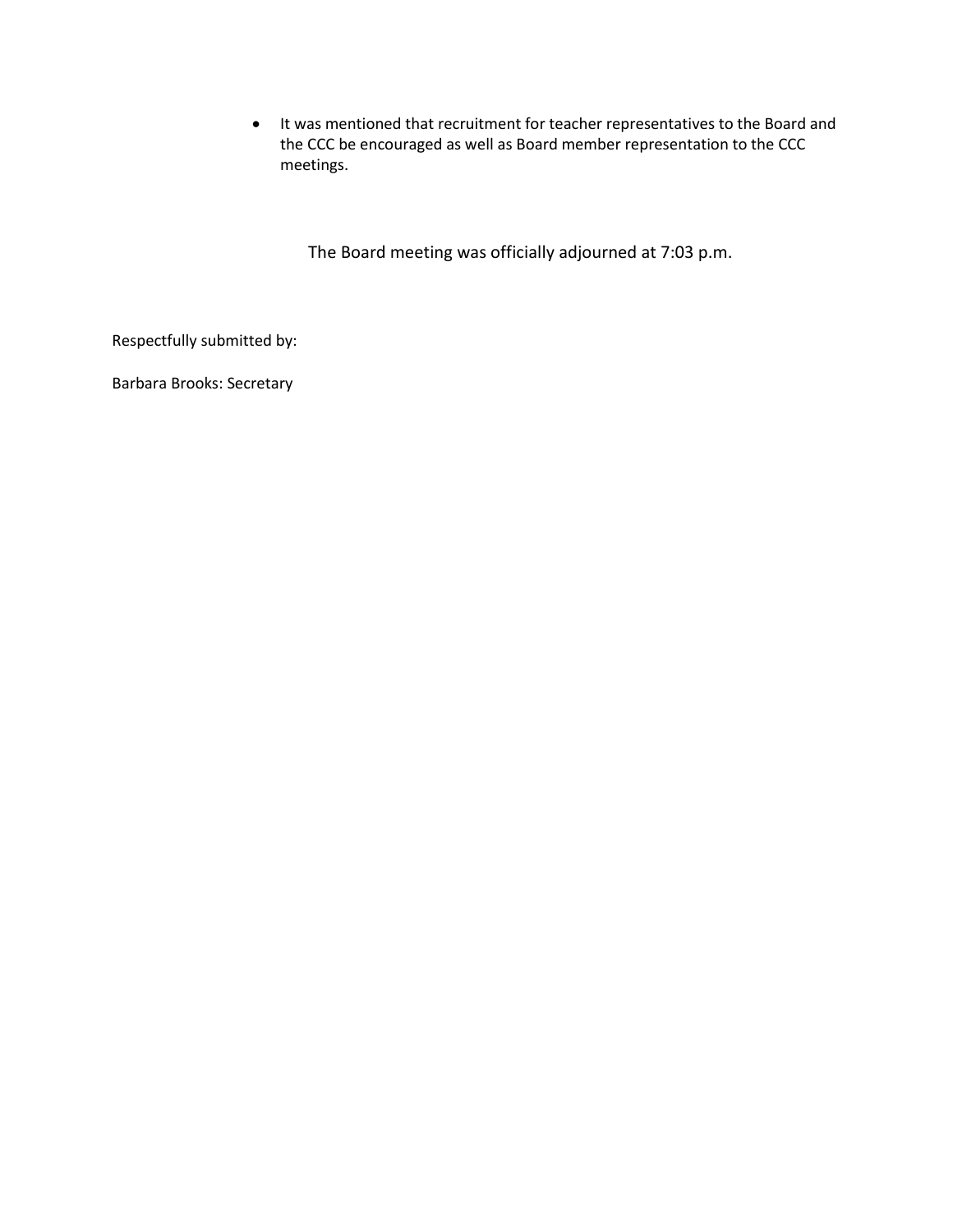- It was mentioned that recruitment for teacher representatives to the Board and the CCC be encouraged as well as Board member representation to the CCC meetings.

The Board meeting was officially adjourned at 7:03 p.m.

Respectfully submitted by:

Barbara Brooks: Secretary